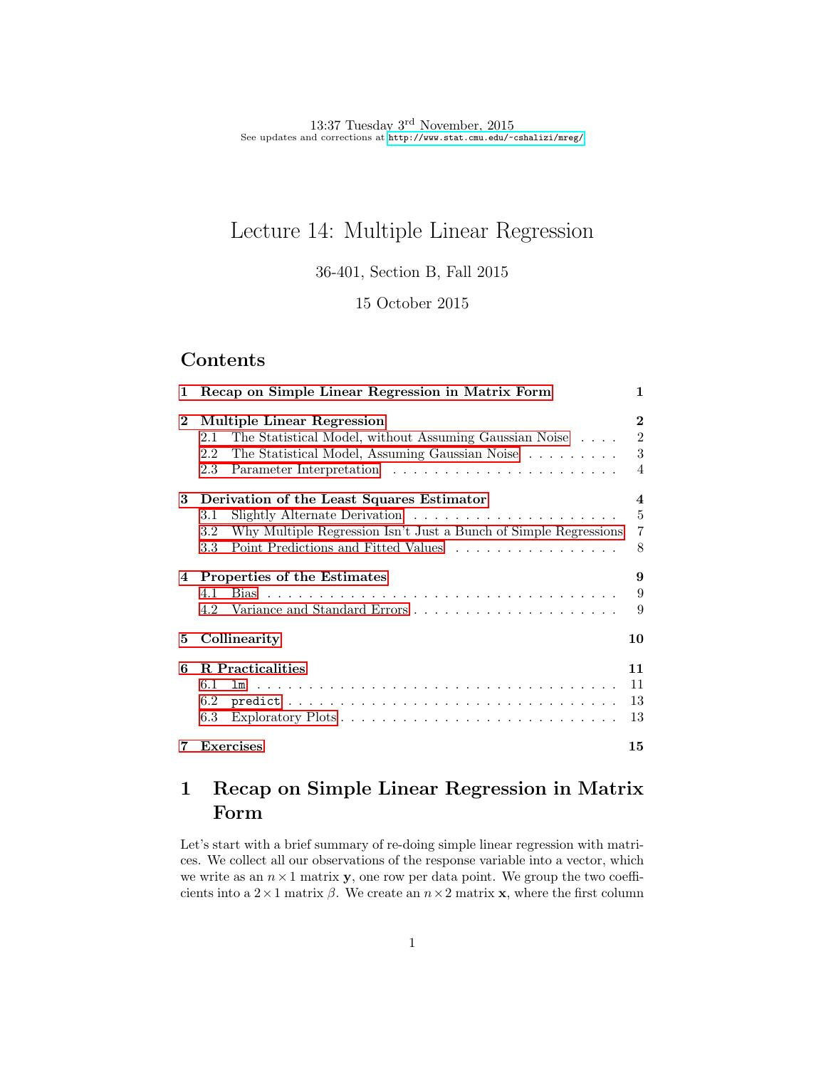13:37 Tuesday 3rd November, 2015
See updates and corrections at http://www.stat.cmu.edu/~cshalizi/mreg/

# Lecture 14: Multiple Linear Regression

36-401, Section B, Fall 2015

15 October 2015

## Contents

| | | |
|---|---|---|
| **1** | **Recap on Simple Linear Regression in Matrix Form** | **1** |
| **2** | **Multiple Linear Regression** | **2** |
| 2.1 | The Statistical Model, without Assuming Gaussian Noise | 2 |
| 2.2 | The Statistical Model, Assuming Gaussian Noise | 3 |
| 2.3 | Parameter Interpretation | 4 |
| **3** | **Derivation of the Least Squares Estimator** | **4** |
| 3.1 | Slightly Alternate Derivation | 5 |
| 3.2 | Why Multiple Regression Isn't Just a Bunch of Simple Regressions | 7 |
| 3.3 | Point Predictions and Fitted Values | 8 |
| **4** | **Properties of the Estimates** | **9** |
| 4.1 | Bias | 9 |
| 4.2 | Variance and Standard Errors | 9 |
| **5** | **Collinearity** | **10** |
| **6** | **R Practicalities** | **11** |
| 6.1 | `lm` | 11 |
| 6.2 | `predict` | 13 |
| 6.3 | Exploratory Plots | 13 |
| **7** | **Exercises** | **15** |

## 1 Recap on Simple Linear Regression in Matrix Form

Let's start with a brief summary of re-doing simple linear regression with matrices. We collect all our observations of the response variable into a vector, which we write as an $n \times 1$ matrix $\mathbf{y}$, one row per data point. We group the two coefficients into a $2 \times 1$ matrix $\beta$. We create an $n \times 2$ matrix $\mathbf{x}$, where the first column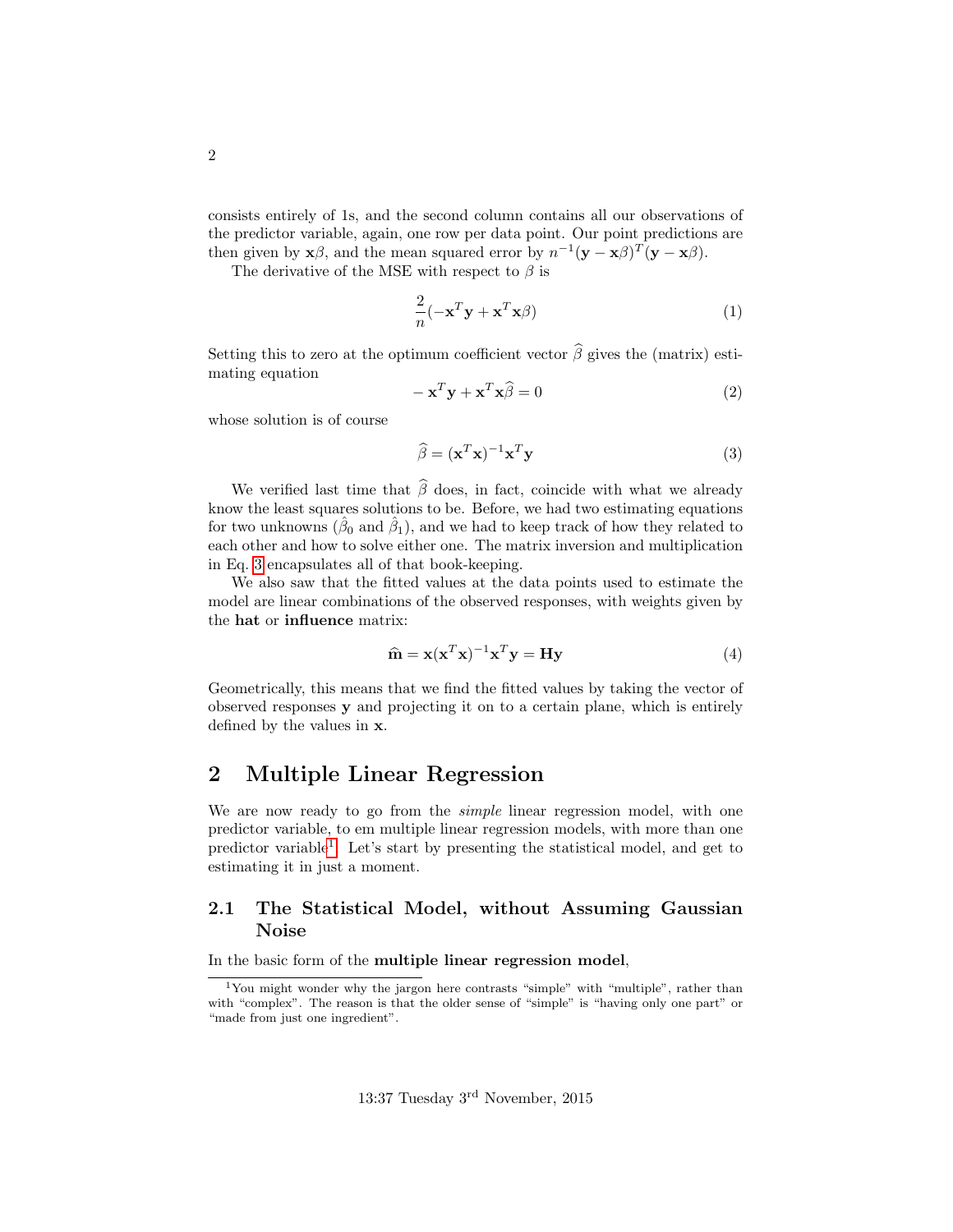consists entirely of 1s, and the second column contains all our observations of the predictor variable, again, one row per data point. Our point predictions are then given by $\mathbf{x}\beta$, and the mean squared error by $n^{-1}(\mathbf{y} - \mathbf{x}\beta)^T(\mathbf{y} - \mathbf{x}\beta)$.

The derivative of the MSE with respect to $\beta$ is

$$\frac{2}{n}(-\mathbf{x}^T\mathbf{y} + \mathbf{x}^T\mathbf{x}\beta) \tag{1}$$

Setting this to zero at the optimum coefficient vector $\widehat{\beta}$ gives the (matrix) estimating equation

$$-\mathbf{x}^T\mathbf{y} + \mathbf{x}^T\mathbf{x}\widehat{\beta} = 0 \tag{2}$$

whose solution is of course

$$\widehat{\beta} = (\mathbf{x}^T\mathbf{x})^{-1}\mathbf{x}^T\mathbf{y} \tag{3}$$

We verified last time that $\widehat{\beta}$ does, in fact, coincide with what we already know the least squares solutions to be. Before, we had two estimating equations for two unknowns ($\hat{\beta}_0$ and $\hat{\beta}_1$), and we had to keep track of how they related to each other and how to solve either one. The matrix inversion and multiplication in Eq. 3 encapsulates all of that book-keeping.

We also saw that the fitted values at the data points used to estimate the model are linear combinations of the observed responses, with weights given by the **hat** or **influence** matrix:

$$\widehat{\mathbf{m}} = \mathbf{x}(\mathbf{x}^T\mathbf{x})^{-1}\mathbf{x}^T\mathbf{y} = \mathbf{H}\mathbf{y} \tag{4}$$

Geometrically, this means that we find the fitted values by taking the vector of observed responses $\mathbf{y}$ and projecting it on to a certain plane, which is entirely defined by the values in $\mathbf{x}$.

## 2 Multiple Linear Regression

We are now ready to go from the *simple* linear regression model, with one predictor variable, to em multiple linear regression models, with more than one predictor variable[1]. Let's start by presenting the statistical model, and get to estimating it in just a moment.

### 2.1 The Statistical Model, without Assuming Gaussian Noise

In the basic form of the **multiple linear regression model**,

[1] You might wonder why the jargon here contrasts "simple" with "multiple", rather than with "complex". The reason is that the older sense of "simple" is "having only one part" or "made from just one ingredient".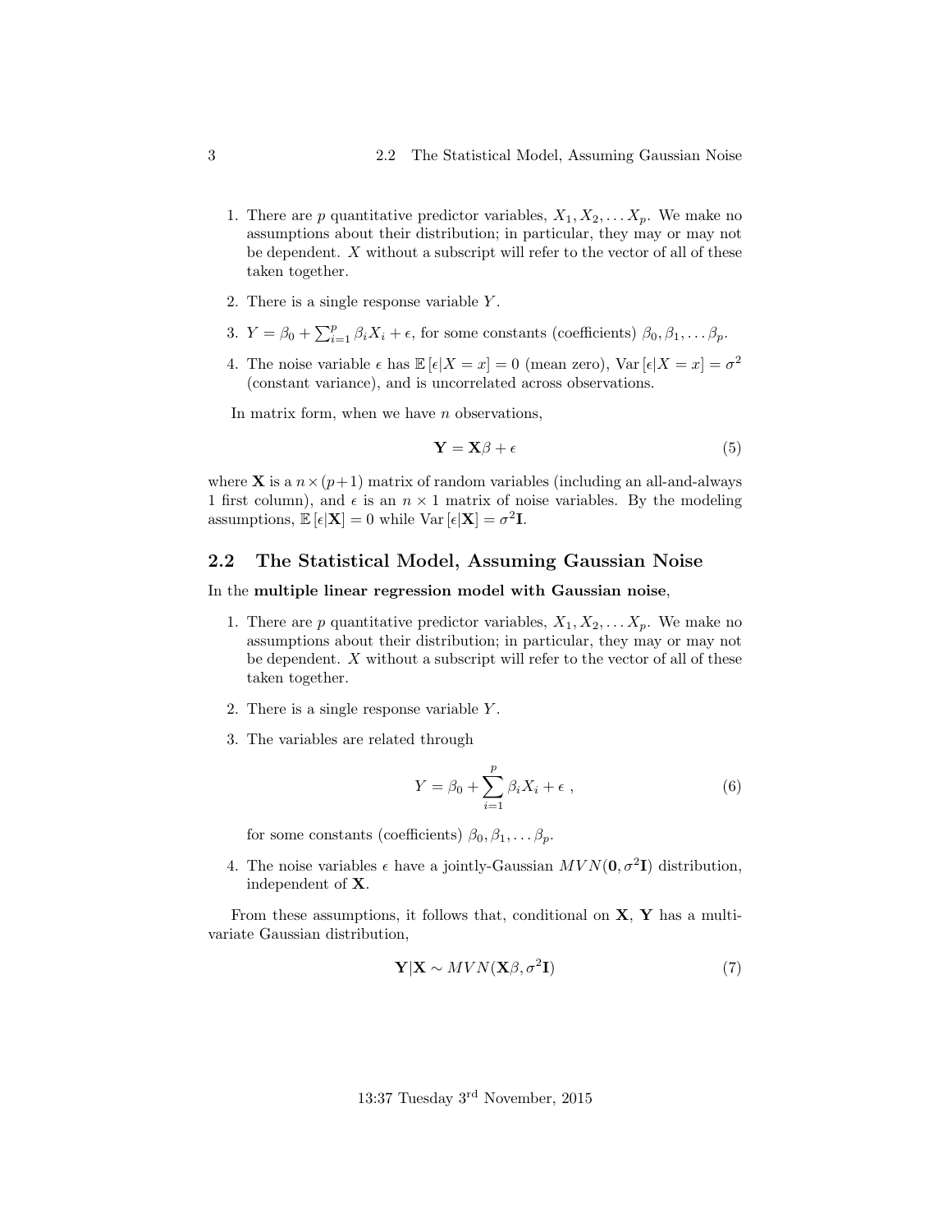1. There are $p$ quantitative predictor variables, $X_1, X_2, \ldots X_p$. We make no assumptions about their distribution; in particular, they may or may not be dependent. $X$ without a subscript will refer to the vector of all of these taken together.

2. There is a single response variable $Y$.

3. $Y = \beta_0 + \sum_{i=1}^{p} \beta_i X_i + \epsilon$, for some constants (coefficients) $\beta_0, \beta_1, \ldots \beta_p$.

4. The noise variable $\epsilon$ has $\mathbb{E}[\epsilon | X = x] = 0$ (mean zero), $\text{Var}[\epsilon | X = x] = \sigma^2$ (constant variance), and is uncorrelated across observations.

In matrix form, when we have $n$ observations,

$$\mathbf{Y} = \mathbf{X}\beta + \epsilon \tag{5}$$

where $\mathbf{X}$ is a $n \times (p+1)$ matrix of random variables (including an all-and-always 1 first column), and $\epsilon$ is an $n \times 1$ matrix of noise variables. By the modeling assumptions, $\mathbb{E}[\epsilon | \mathbf{X}] = 0$ while $\text{Var}[\epsilon | \mathbf{X}] = \sigma^2 \mathbf{I}$.

## 2.2 The Statistical Model, Assuming Gaussian Noise

In the **multiple linear regression model with Gaussian noise**,

1. There are $p$ quantitative predictor variables, $X_1, X_2, \ldots X_p$. We make no assumptions about their distribution; in particular, they may or may not be dependent. $X$ without a subscript will refer to the vector of all of these taken together.

2. There is a single response variable $Y$.

3. The variables are related through

$$Y = \beta_0 + \sum_{i=1}^{p} \beta_i X_i + \epsilon \ , \tag{6}$$

   for some constants (coefficients) $\beta_0, \beta_1, \ldots \beta_p$.

4. The noise variables $\epsilon$ have a jointly-Gaussian $MVN(\mathbf{0}, \sigma^2 \mathbf{I})$ distribution, independent of $\mathbf{X}$.

From these assumptions, it follows that, conditional on $\mathbf{X}$, $\mathbf{Y}$ has a multivariate Gaussian distribution,

$$\mathbf{Y} | \mathbf{X} \sim MVN(\mathbf{X}\beta, \sigma^2 \mathbf{I}) \tag{7}$$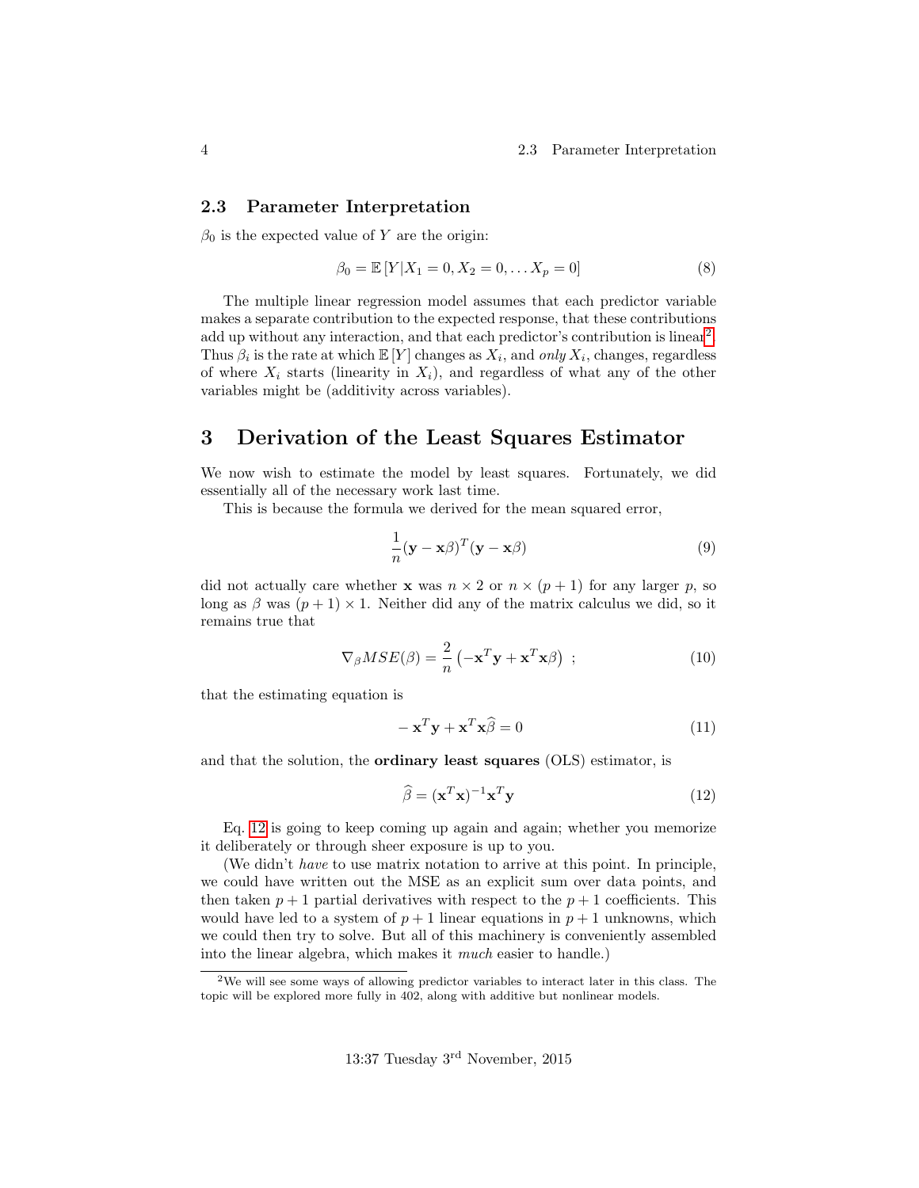## 2.3 Parameter Interpretation

$\beta_0$ is the expected value of $Y$ are the origin:

$$\beta_0 = \mathbb{E}[Y|X_1 = 0, X_2 = 0, \ldots X_p = 0] \tag{8}$$

The multiple linear regression model assumes that each predictor variable makes a separate contribution to the expected response, that these contributions add up without any interaction, and that each predictor's contribution is linear[2]. Thus $\beta_i$ is the rate at which $\mathbb{E}[Y]$ changes as $X_i$, and *only* $X_i$, changes, regardless of where $X_i$ starts (linearity in $X_i$), and regardless of what any of the other variables might be (additivity across variables).

# 3 Derivation of the Least Squares Estimator

We now wish to estimate the model by least squares. Fortunately, we did essentially all of the necessary work last time.

This is because the formula we derived for the mean squared error,

$$\frac{1}{n}(\mathbf{y} - \mathbf{x}\beta)^T(\mathbf{y} - \mathbf{x}\beta) \tag{9}$$

did not actually care whether $\mathbf{x}$ was $n \times 2$ or $n \times (p+1)$ for any larger $p$, so long as $\beta$ was $(p+1) \times 1$. Neither did any of the matrix calculus we did, so it remains true that

$$\nabla_\beta MSE(\beta) = \frac{2}{n}\left(-\mathbf{x}^T\mathbf{y} + \mathbf{x}^T\mathbf{x}\beta\right) \;; \tag{10}$$

that the estimating equation is

$$-\mathbf{x}^T\mathbf{y} + \mathbf{x}^T\mathbf{x}\widehat{\beta} = 0 \tag{11}$$

and that the solution, the **ordinary least squares** (OLS) estimator, is

$$\widehat{\beta} = (\mathbf{x}^T\mathbf{x})^{-1}\mathbf{x}^T\mathbf{y} \tag{12}$$

Eq. 12 is going to keep coming up again and again; whether you memorize it deliberately or through sheer exposure is up to you.

(We didn't *have* to use matrix notation to arrive at this point. In principle, we could have written out the MSE as an explicit sum over data points, and then taken $p+1$ partial derivatives with respect to the $p+1$ coefficients. This would have led to a system of $p+1$ linear equations in $p+1$ unknowns, which we could then try to solve. But all of this machinery is conveniently assembled into the linear algebra, which makes it *much* easier to handle.)

[2] We will see some ways of allowing predictor variables to interact later in this class. The topic will be explored more fully in 402, along with additive but nonlinear models.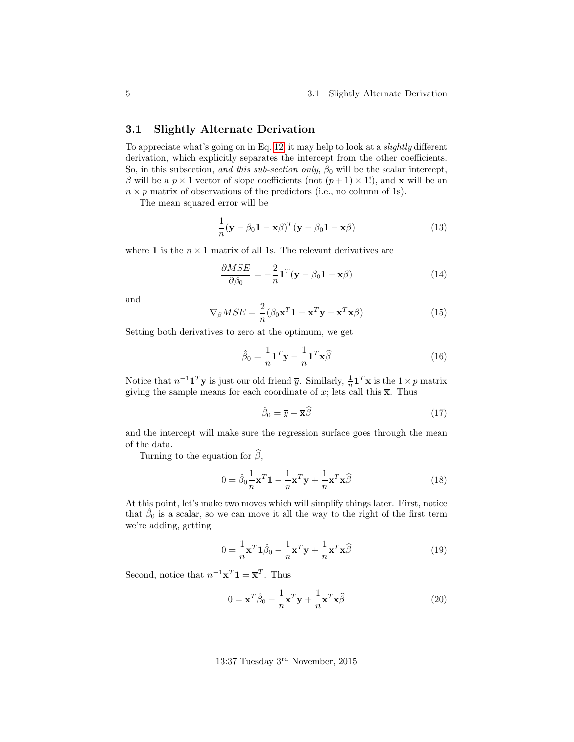## 3.1 Slightly Alternate Derivation

To appreciate what's going on in Eq. 12, it may help to look at a *slightly* different derivation, which explicitly separates the intercept from the other coefficients. So, in this subsection, *and this sub-section only*, $\beta_0$ will be the scalar intercept, $\beta$ will be a $p \times 1$ vector of slope coefficients (not $(p+1) \times 1$!), and $\mathbf{x}$ will be an $n \times p$ matrix of observations of the predictors (i.e., no column of 1s).

The mean squared error will be

$$\frac{1}{n}(\mathbf{y} - \beta_0 \mathbf{1} - \mathbf{x}\beta)^T(\mathbf{y} - \beta_0 \mathbf{1} - \mathbf{x}\beta) \tag{13}$$

where $\mathbf{1}$ is the $n \times 1$ matrix of all 1s. The relevant derivatives are

$$\frac{\partial MSE}{\partial \beta_0} = -\frac{2}{n}\mathbf{1}^T(\mathbf{y} - \beta_0 \mathbf{1} - \mathbf{x}\beta) \tag{14}$$

and

$$\nabla_\beta MSE = \frac{2}{n}(\beta_0 \mathbf{x}^T \mathbf{1} - \mathbf{x}^T \mathbf{y} + \mathbf{x}^T \mathbf{x}\beta) \tag{15}$$

Setting both derivatives to zero at the optimum, we get

$$\hat{\beta}_0 = \frac{1}{n}\mathbf{1}^T\mathbf{y} - \frac{1}{n}\mathbf{1}^T\mathbf{x}\widehat{\beta} \tag{16}$$

Notice that $n^{-1}\mathbf{1}^T\mathbf{y}$ is just our old friend $\overline{y}$. Similarly, $\frac{1}{n}\mathbf{1}^T\mathbf{x}$ is the $1 \times p$ matrix giving the sample means for each coordinate of $x$; lets call this $\overline{\mathbf{x}}$. Thus

$$\hat{\beta}_0 = \overline{y} - \overline{\mathbf{x}}\widehat{\beta} \tag{17}$$

and the intercept will make sure the regression surface goes through the mean of the data.

Turning to the equation for $\widehat{\beta}$,

$$0 = \hat{\beta}_0 \frac{1}{n}\mathbf{x}^T\mathbf{1} - \frac{1}{n}\mathbf{x}^T\mathbf{y} + \frac{1}{n}\mathbf{x}^T\mathbf{x}\widehat{\beta} \tag{18}$$

At this point, let's make two moves which will simplify things later. First, notice that $\hat{\beta}_0$ is a scalar, so we can move it all the way to the right of the first term we're adding, getting

$$0 = \frac{1}{n}\mathbf{x}^T\mathbf{1}\hat{\beta}_0 - \frac{1}{n}\mathbf{x}^T\mathbf{y} + \frac{1}{n}\mathbf{x}^T\mathbf{x}\widehat{\beta} \tag{19}$$

Second, notice that $n^{-1}\mathbf{x}^T\mathbf{1} = \overline{\mathbf{x}}^T$. Thus

$$0 = \overline{\mathbf{x}}^T\hat{\beta}_0 - \frac{1}{n}\mathbf{x}^T\mathbf{y} + \frac{1}{n}\mathbf{x}^T\mathbf{x}\widehat{\beta} \tag{20}$$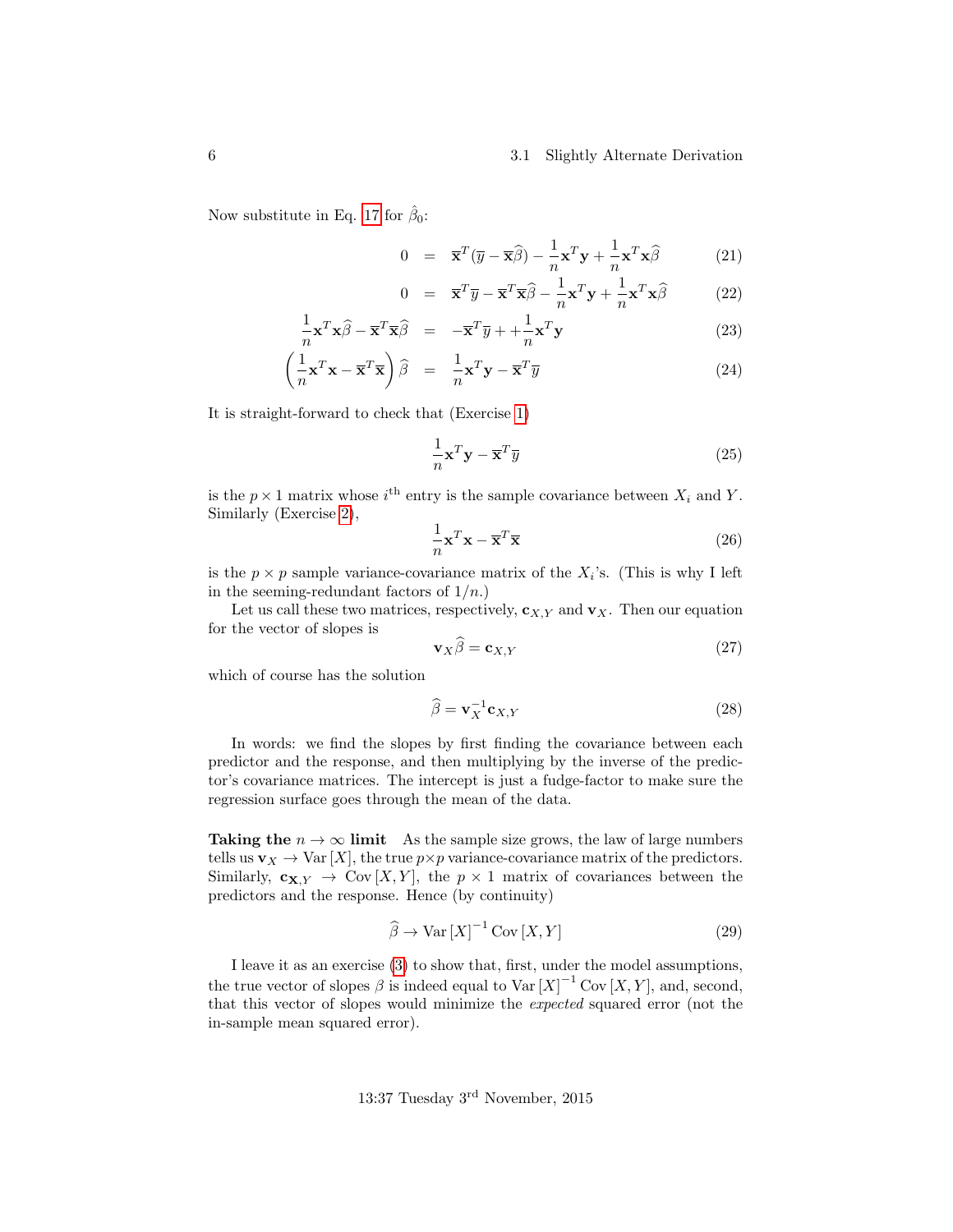Now substitute in Eq. 17 for $\hat{\beta}_0$:

$$
\begin{aligned}
0 &= \overline{\mathbf{x}}^T(\overline{y} - \overline{\mathbf{x}}\widehat{\beta}) - \frac{1}{n}\mathbf{x}^T\mathbf{y} + \frac{1}{n}\mathbf{x}^T\mathbf{x}\widehat{\beta} \qquad (21)\\
0 &= \overline{\mathbf{x}}^T\overline{y} - \overline{\mathbf{x}}^T\overline{\mathbf{x}}\widehat{\beta} - \frac{1}{n}\mathbf{x}^T\mathbf{y} + \frac{1}{n}\mathbf{x}^T\mathbf{x}\widehat{\beta} \qquad (22)\\
\frac{1}{n}\mathbf{x}^T\mathbf{x}\widehat{\beta} - \overline{\mathbf{x}}^T\overline{\mathbf{x}}\widehat{\beta} &= -\overline{\mathbf{x}}^T\overline{y} + + \frac{1}{n}\mathbf{x}^T\mathbf{y} \qquad (23)\\
\left(\frac{1}{n}\mathbf{x}^T\mathbf{x} - \overline{\mathbf{x}}^T\overline{\mathbf{x}}\right)\widehat{\beta} &= \frac{1}{n}\mathbf{x}^T\mathbf{y} - \overline{\mathbf{x}}^T\overline{y} \qquad (24)
\end{aligned}
$$

It is straight-forward to check that (Exercise 1)

$$
\frac{1}{n}\mathbf{x}^T\mathbf{y} - \overline{\mathbf{x}}^T\overline{y} \qquad (25)
$$

is the $p \times 1$ matrix whose $i^{\text{th}}$ entry is the sample covariance between $X_i$ and $Y$. Similarly (Exercise 2),

$$
\frac{1}{n}\mathbf{x}^T\mathbf{x} - \overline{\mathbf{x}}^T\overline{\mathbf{x}} \qquad (26)
$$

is the $p \times p$ sample variance-covariance matrix of the $X_i$'s. (This is why I left in the seeming-redundant factors of $1/n$.)

Let us call these two matrices, respectively, $\mathbf{c}_{X,Y}$ and $\mathbf{v}_X$. Then our equation for the vector of slopes is

$$
\mathbf{v}_X\widehat{\beta} = \mathbf{c}_{X,Y} \qquad (27)
$$

which of course has the solution

$$
\widehat{\beta} = \mathbf{v}_X^{-1}\mathbf{c}_{X,Y} \qquad (28)
$$

In words: we find the slopes by first finding the covariance between each predictor and the response, and then multiplying by the inverse of the predictor's covariance matrices. The intercept is just a fudge-factor to make sure the regression surface goes through the mean of the data.

**Taking the $n \to \infty$ limit** As the sample size grows, the law of large numbers tells us $\mathbf{v}_X \to \text{Var}[X]$, the true $p \times p$ variance-covariance matrix of the predictors. Similarly, $\mathbf{c}_{\mathbf{X},Y} \to \text{Cov}[X, Y]$, the $p \times 1$ matrix of covariances between the predictors and the response. Hence (by continuity)

$$
\widehat{\beta} \to \text{Var}[X]^{-1}\,\text{Cov}[X, Y] \qquad (29)
$$

I leave it as an exercise (3) to show that, first, under the model assumptions, the true vector of slopes $\beta$ is indeed equal to $\text{Var}[X]^{-1}\,\text{Cov}[X, Y]$, and, second, that this vector of slopes would minimize the *expected* squared error (not the in-sample mean squared error).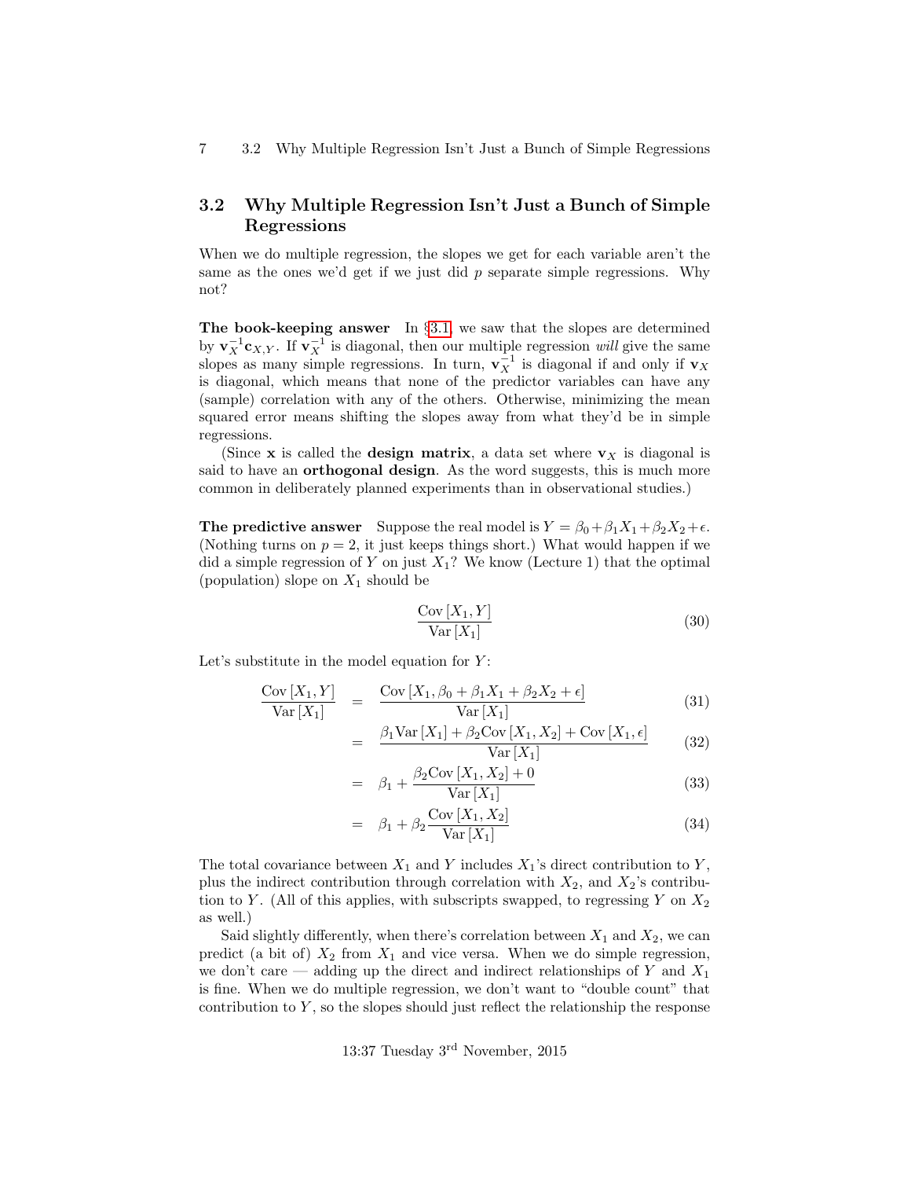## 3.2 Why Multiple Regression Isn't Just a Bunch of Simple Regressions

When we do multiple regression, the slopes we get for each variable aren't the same as the ones we'd get if we just did $p$ separate simple regressions. Why not?

**The book-keeping answer** In §3.1, we saw that the slopes are determined by $\mathbf{v}_X^{-1}\mathbf{c}_{X,Y}$. If $\mathbf{v}_X^{-1}$ is diagonal, then our multiple regression *will* give the same slopes as many simple regressions. In turn, $\mathbf{v}_X^{-1}$ is diagonal if and only if $\mathbf{v}_X$ is diagonal, which means that none of the predictor variables can have any (sample) correlation with any of the others. Otherwise, minimizing the mean squared error means shifting the slopes away from what they'd be in simple regressions.

(Since $\mathbf{x}$ is called the **design matrix**, a data set where $\mathbf{v}_X$ is diagonal is said to have an **orthogonal design**. As the word suggests, this is much more common in deliberately planned experiments than in observational studies.)

**The predictive answer** Suppose the real model is $Y = \beta_0 + \beta_1 X_1 + \beta_2 X_2 + \epsilon$. (Nothing turns on $p = 2$, it just keeps things short.) What would happen if we did a simple regression of $Y$ on just $X_1$? We know (Lecture 1) that the optimal (population) slope on $X_1$ should be

$$\frac{\mathrm{Cov}\left[X_1, Y\right]}{\mathrm{Var}\left[X_1\right]} \tag{30}$$

Let's substitute in the model equation for $Y$:

$$\begin{aligned}
\frac{\mathrm{Cov}\left[X_1, Y\right]}{\mathrm{Var}\left[X_1\right]} &= \frac{\mathrm{Cov}\left[X_1, \beta_0 + \beta_1 X_1 + \beta_2 X_2 + \epsilon\right]}{\mathrm{Var}\left[X_1\right]} && (31)\\
&= \frac{\beta_1 \mathrm{Var}\left[X_1\right] + \beta_2 \mathrm{Cov}\left[X_1, X_2\right] + \mathrm{Cov}\left[X_1, \epsilon\right]}{\mathrm{Var}\left[X_1\right]} && (32)\\
&= \beta_1 + \frac{\beta_2 \mathrm{Cov}\left[X_1, X_2\right] + 0}{\mathrm{Var}\left[X_1\right]} && (33)\\
&= \beta_1 + \beta_2 \frac{\mathrm{Cov}\left[X_1, X_2\right]}{\mathrm{Var}\left[X_1\right]} && (34)
\end{aligned}$$

The total covariance between $X_1$ and $Y$ includes $X_1$'s direct contribution to $Y$, plus the indirect contribution through correlation with $X_2$, and $X_2$'s contribution to $Y$. (All of this applies, with subscripts swapped, to regressing $Y$ on $X_2$ as well.)

Said slightly differently, when there's correlation between $X_1$ and $X_2$, we can predict (a bit of) $X_2$ from $X_1$ and vice versa. When we do simple regression, we don't care — adding up the direct and indirect relationships of $Y$ and $X_1$ is fine. When we do multiple regression, we don't want to "double count" that contribution to $Y$, so the slopes should just reflect the relationship the response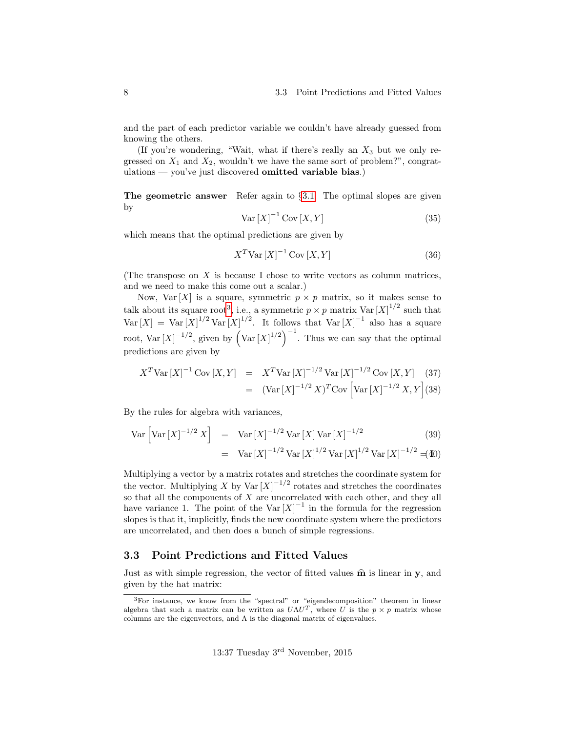and the part of each predictor variable we couldn't have already guessed from knowing the others.

(If you're wondering, "Wait, what if there's really an $X_3$ but we only regressed on $X_1$ and $X_2$, wouldn't we have the same sort of problem?", congratulations — you've just discovered **omitted variable bias**.)

**The geometric answer** Refer again to §3.1. The optimal slopes are given by

$$\text{Var}[X]^{-1} \text{Cov}[X, Y] \tag{35}$$

which means that the optimal predictions are given by

$$X^T \text{Var}[X]^{-1} \text{Cov}[X, Y] \tag{36}$$

(The transpose on $X$ is because I chose to write vectors as column matrices, and we need to make this come out a scalar.)

Now, $\text{Var}[X]$ is a square, symmetric $p \times p$ matrix, so it makes sense to talk about its square root[3], i.e., a symmetric $p \times p$ matrix $\text{Var}[X]^{1/2}$ such that $\text{Var}[X] = \text{Var}[X]^{1/2} \text{Var}[X]^{1/2}$. It follows that $\text{Var}[X]^{-1}$ also has a square root, $\text{Var}[X]^{-1/2}$, given by $\left(\text{Var}[X]^{1/2}\right)^{-1}$. Thus we can say that the optimal predictions are given by

$$\begin{aligned} X^T \text{Var}[X]^{-1} \text{Cov}[X, Y] &= X^T \text{Var}[X]^{-1/2} \text{Var}[X]^{-1/2} \text{Cov}[X, Y] & (37) \\ &= (\text{Var}[X]^{-1/2} X)^T \text{Cov}\left[\text{Var}[X]^{-1/2} X, Y\right] & (38) \end{aligned}$$

By the rules for algebra with variances,

$$\begin{aligned} \text{Var}\left[\text{Var}[X]^{-1/2} X\right] &= \text{Var}[X]^{-1/2} \text{Var}[X] \text{Var}[X]^{-1/2} & (39) \\ &= \text{Var}[X]^{-1/2} \text{Var}[X]^{1/2} \text{Var}[X]^{1/2} \text{Var}[X]^{-1/2} = \mathbf{I} & (40) \end{aligned}$$

Multiplying a vector by a matrix rotates and stretches the coordinate system for the vector. Multiplying $X$ by $\text{Var}[X]^{-1/2}$ rotates and stretches the coordinates so that all the components of $X$ are uncorrelated with each other, and they all have variance 1. The point of the $\text{Var}[X]^{-1}$ in the formula for the regression slopes is that it, implicitly, finds the new coordinate system where the predictors are uncorrelated, and then does a bunch of simple regressions.

## 3.3 Point Predictions and Fitted Values

Just as with simple regression, the vector of fitted values $\widehat{\mathbf{m}}$ is linear in $\mathbf{y}$, and given by the hat matrix:

[3] For instance, we know from the "spectral" or "eigendecomposition" theorem in linear algebra that such a matrix can be written as $U\Lambda U^T$, where $U$ is the $p \times p$ matrix whose columns are the eigenvectors, and $\Lambda$ is the diagonal matrix of eigenvalues.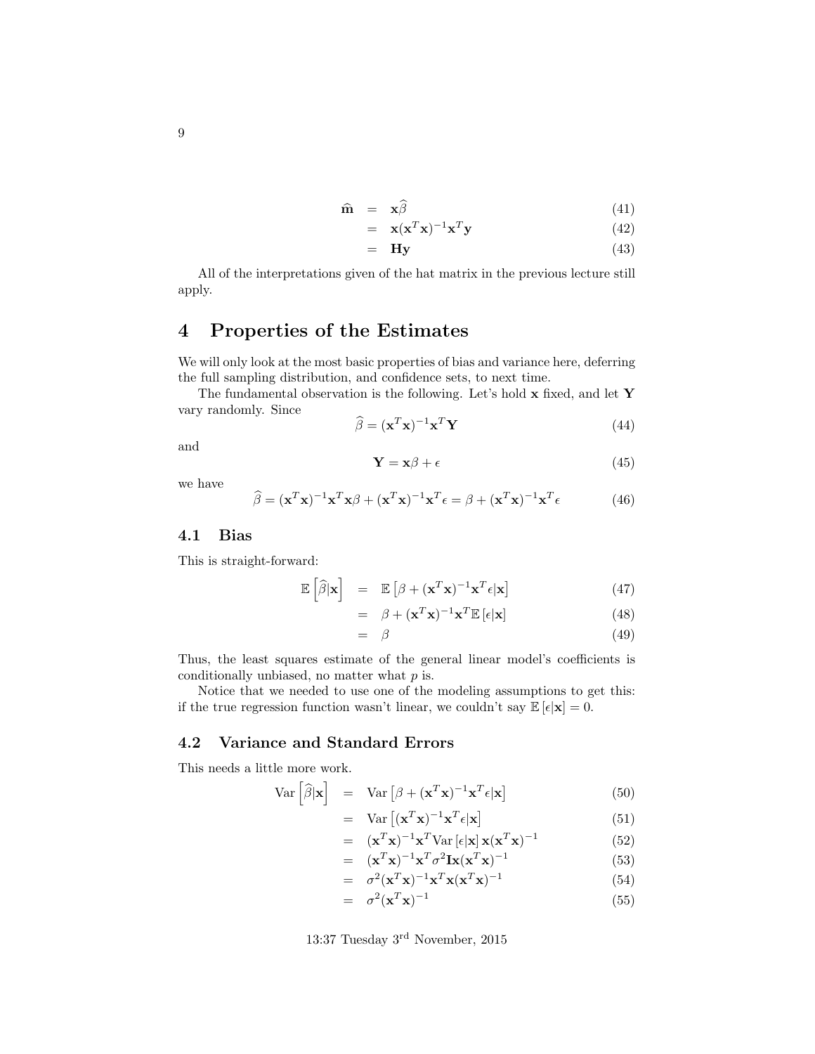$$
\begin{aligned}
\widehat{\mathbf{m}} &= \mathbf{x}\widehat{\beta} && (41)\\
&= \mathbf{x}(\mathbf{x}^T\mathbf{x})^{-1}\mathbf{x}^T\mathbf{y} && (42)\\
&= \mathbf{H}\mathbf{y} && (43)
\end{aligned}
$$

All of the interpretations given of the hat matrix in the previous lecture still apply.

# 4 Properties of the Estimates

We will only look at the most basic properties of bias and variance here, deferring the full sampling distribution, and confidence sets, to next time.

The fundamental observation is the following. Let's hold $\mathbf{x}$ fixed, and let $\mathbf{Y}$ vary randomly. Since

$$
\widehat{\beta} = (\mathbf{x}^T\mathbf{x})^{-1}\mathbf{x}^T\mathbf{Y} \quad (44)
$$

and

$$
\mathbf{Y} = \mathbf{x}\beta + \epsilon \quad (45)
$$

we have

$$
\widehat{\beta} = (\mathbf{x}^T\mathbf{x})^{-1}\mathbf{x}^T\mathbf{x}\beta + (\mathbf{x}^T\mathbf{x})^{-1}\mathbf{x}^T\epsilon = \beta + (\mathbf{x}^T\mathbf{x})^{-1}\mathbf{x}^T\epsilon \quad (46)
$$

## 4.1 Bias

This is straight-forward:

$$
\begin{aligned}
\mathbb{E}\left[\widehat{\beta}|\mathbf{x}\right] &= \mathbb{E}\left[\beta + (\mathbf{x}^T\mathbf{x})^{-1}\mathbf{x}^T\epsilon|\mathbf{x}\right] && (47)\\
&= \beta + (\mathbf{x}^T\mathbf{x})^{-1}\mathbf{x}^T\mathbb{E}\left[\epsilon|\mathbf{x}\right] && (48)\\
&= \beta && (49)
\end{aligned}
$$

Thus, the least squares estimate of the general linear model's coefficients is conditionally unbiased, no matter what $p$ is.

Notice that we needed to use one of the modeling assumptions to get this: if the true regression function wasn't linear, we couldn't say $\mathbb{E}\left[\epsilon|\mathbf{x}\right] = 0$.

## 4.2 Variance and Standard Errors

This needs a little more work.

$$
\begin{aligned}
\operatorname{Var}\left[\widehat{\beta}|\mathbf{x}\right] &= \operatorname{Var}\left[\beta + (\mathbf{x}^T\mathbf{x})^{-1}\mathbf{x}^T\epsilon|\mathbf{x}\right] && (50)\\
&= \operatorname{Var}\left[(\mathbf{x}^T\mathbf{x})^{-1}\mathbf{x}^T\epsilon|\mathbf{x}\right] && (51)\\
&= (\mathbf{x}^T\mathbf{x})^{-1}\mathbf{x}^T\operatorname{Var}\left[\epsilon|\mathbf{x}\right]\mathbf{x}(\mathbf{x}^T\mathbf{x})^{-1} && (52)\\
&= (\mathbf{x}^T\mathbf{x})^{-1}\mathbf{x}^T\sigma^2\mathbf{I}\mathbf{x}(\mathbf{x}^T\mathbf{x})^{-1} && (53)\\
&= \sigma^2(\mathbf{x}^T\mathbf{x})^{-1}\mathbf{x}^T\mathbf{x}(\mathbf{x}^T\mathbf{x})^{-1} && (54)\\
&= \sigma^2(\mathbf{x}^T\mathbf{x})^{-1} && (55)
\end{aligned}
$$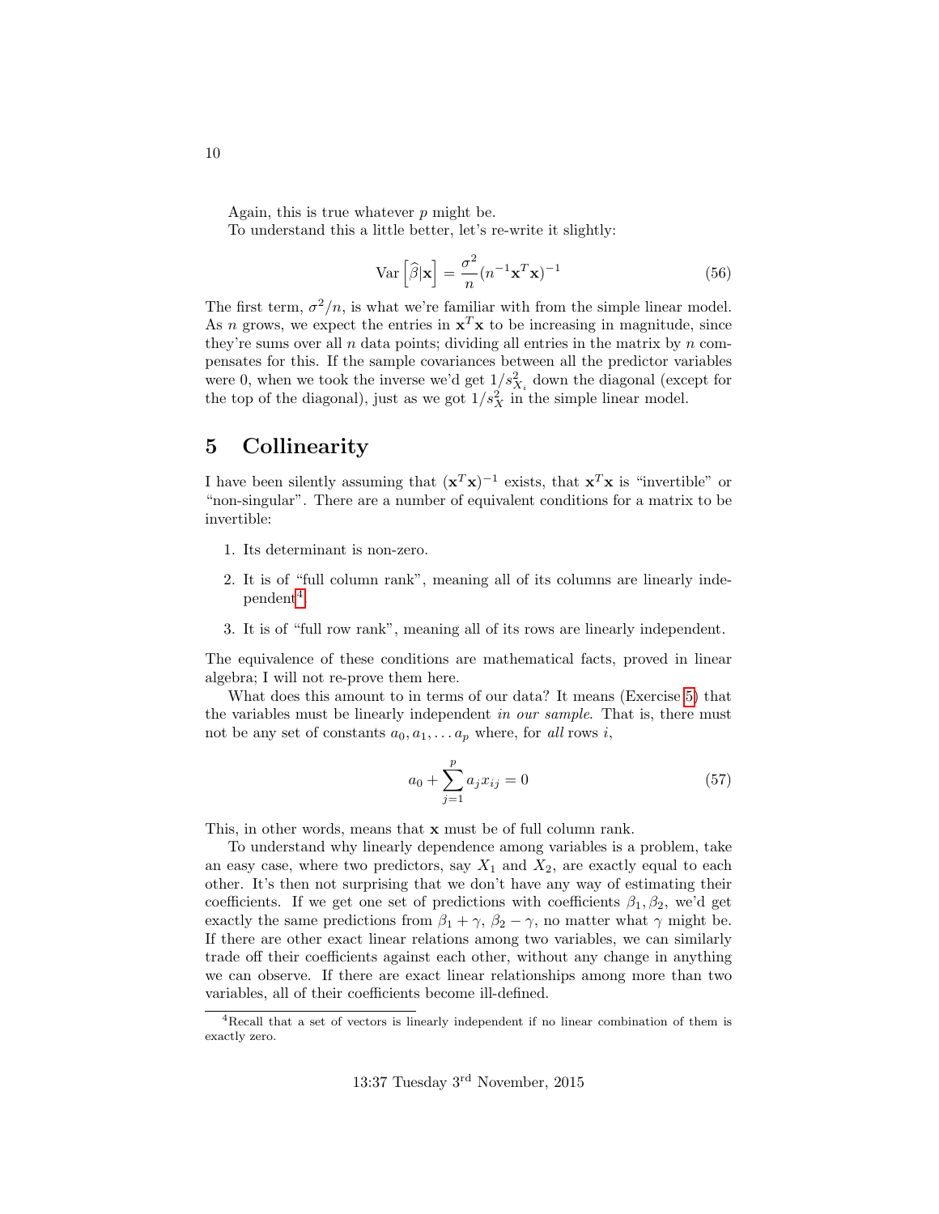Again, this is true whatever $p$ might be.

To understand this a little better, let's re-write it slightly:

$$\text{Var}\left[\widehat{\beta}|\mathbf{x}\right] = \frac{\sigma^2}{n}(n^{-1}\mathbf{x}^T\mathbf{x})^{-1} \tag{56}$$

The first term, $\sigma^2/n$, is what we're familiar with from the simple linear model. As $n$ grows, we expect the entries in $\mathbf{x}^T\mathbf{x}$ to be increasing in magnitude, since they're sums over all $n$ data points; dividing all entries in the matrix by $n$ compensates for this. If the sample covariances between all the predictor variables were 0, when we took the inverse we'd get $1/s^2_{X_i}$ down the diagonal (except for the top of the diagonal), just as we got $1/s^2_X$ in the simple linear model.

# 5 Collinearity

I have been silently assuming that $(\mathbf{x}^T\mathbf{x})^{-1}$ exists, that $\mathbf{x}^T\mathbf{x}$ is "invertible" or "non-singular". There are a number of equivalent conditions for a matrix to be invertible:

1. Its determinant is non-zero.
2. It is of "full column rank", meaning all of its columns are linearly independent[4].
3. It is of "full row rank", meaning all of its rows are linearly independent.

The equivalence of these conditions are mathematical facts, proved in linear algebra; I will not re-prove them here.

What does this amount to in terms of our data? It means (Exercise 5) that the variables must be linearly independent *in our sample*. That is, there must not be any set of constants $a_0, a_1, \ldots a_p$ where, for *all* rows $i$,

$$a_0 + \sum_{j=1}^{p} a_j x_{ij} = 0 \tag{57}$$

This, in other words, means that $\mathbf{x}$ must be of full column rank.

To understand why linearly dependence among variables is a problem, take an easy case, where two predictors, say $X_1$ and $X_2$, are exactly equal to each other. It's then not surprising that we don't have any way of estimating their coefficients. If we get one set of predictions with coefficients $\beta_1, \beta_2$, we'd get exactly the same predictions from $\beta_1 + \gamma$, $\beta_2 - \gamma$, no matter what $\gamma$ might be. If there are other exact linear relations among two variables, we can similarly trade off their coefficients against each other, without any change in anything we can observe. If there are exact linear relationships among more than two variables, all of their coefficients become ill-defined.

[4] Recall that a set of vectors is linearly independent if no linear combination of them is exactly zero.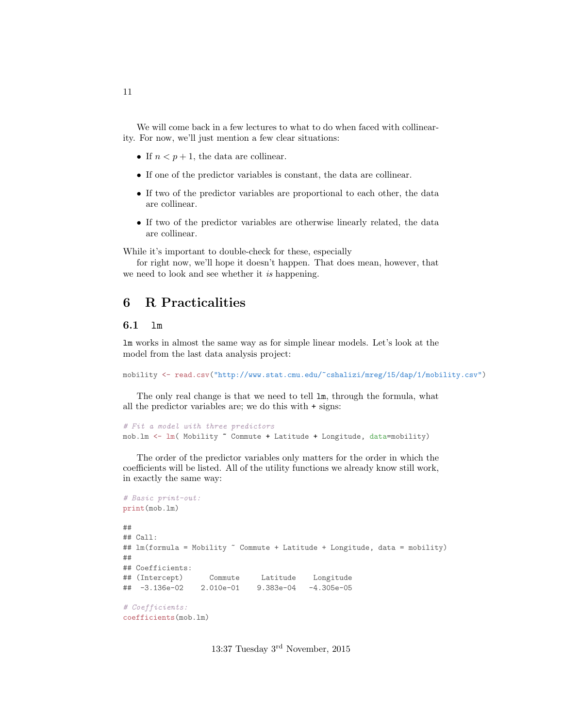We will come back in a few lectures to what to do when faced with collinearity. For now, we'll just mention a few clear situations:

- If $n < p + 1$, the data are collinear.
- If one of the predictor variables is constant, the data are collinear.
- If two of the predictor variables are proportional to each other, the data are collinear.
- If two of the predictor variables are otherwise linearly related, the data are collinear.

While it's important to double-check for these, especially

for right now, we'll hope it doesn't happen. That does mean, however, that we need to look and see whether it *is* happening.

## 6 R Practicalities

### 6.1 `lm`

`lm` works in almost the same way as for simple linear models. Let's look at the model from the last data analysis project:

```
mobility <- read.csv("http://www.stat.cmu.edu/~cshalizi/mreg/15/dap/1/mobility.csv")
```

The only real change is that we need to tell `lm`, through the formula, what all the predictor variables are; we do this with `+` signs:

```
# Fit a model with three predictors
mob.lm <- lm( Mobility ~ Commute + Latitude + Longitude, data=mobility)
```

The order of the predictor variables only matters for the order in which the coefficients will be listed. All of the utility functions we already know still work, in exactly the same way:

```
# Basic print-out:
print(mob.lm)

##
## Call:
## lm(formula = Mobility ~ Commute + Latitude + Longitude, data = mobility)
##
## Coefficients:
## (Intercept)      Commute     Latitude    Longitude
##  -3.136e-02    2.010e-01    9.383e-04   -4.305e-05

# Coefficients:
coefficients(mob.lm)
```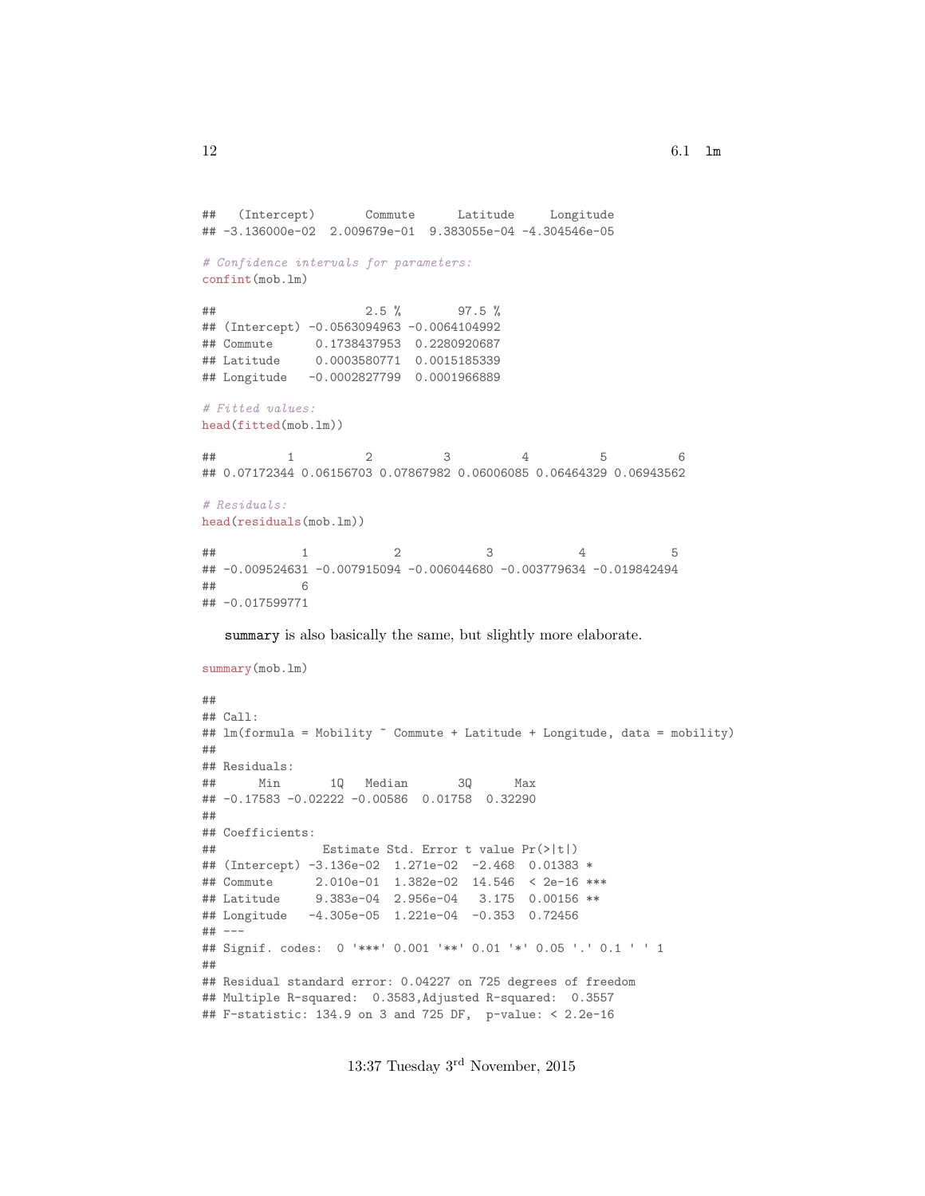```
##   (Intercept)       Commute      Latitude     Longitude
## -3.136000e-02  2.009679e-01  9.383055e-04 -4.304546e-05
```

```
# Confidence intervals for parameters:
confint(mob.lm)
```

```
##                     2.5 %        97.5 %
## (Intercept) -0.0563094963 -0.0064104992
## Commute      0.1738437953  0.2280920687
## Latitude     0.0003580771  0.0015185339
## Longitude   -0.0002827799  0.0001966889
```

```
# Fitted values:
head(fitted(mob.lm))
```

```
##          1          2          3          4          5          6
## 0.07172344 0.06156703 0.07867982 0.06006085 0.06464329 0.06943562
```

```
# Residuals:
head(residuals(mob.lm))
```

```
##            1            2            3            4            5
## -0.009524631 -0.007915094 -0.006044680 -0.003779634 -0.019842494
##            6
## -0.017599771
```

`summary` is also basically the same, but slightly more elaborate.

```
summary(mob.lm)
```

```
##
## Call:
## lm(formula = Mobility ~ Commute + Latitude + Longitude, data = mobility)
##
## Residuals:
##      Min       1Q   Median       3Q      Max
## -0.17583 -0.02222 -0.00586  0.01758  0.32290
##
## Coefficients:
##               Estimate Std. Error t value Pr(>|t|)
## (Intercept) -3.136e-02  1.271e-02  -2.468  0.01383 *
## Commute      2.010e-01  1.382e-02  14.546  < 2e-16 ***
## Latitude     9.383e-04  2.956e-04   3.175  0.00156 **
## Longitude   -4.305e-05  1.221e-04  -0.353  0.72456
## ---
## Signif. codes:  0 '***' 0.001 '**' 0.01 '*' 0.05 '.' 0.1 ' ' 1
##
## Residual standard error: 0.04227 on 725 degrees of freedom
## Multiple R-squared:  0.3583,Adjusted R-squared:  0.3557
## F-statistic: 134.9 on 3 and 725 DF,  p-value: < 2.2e-16
```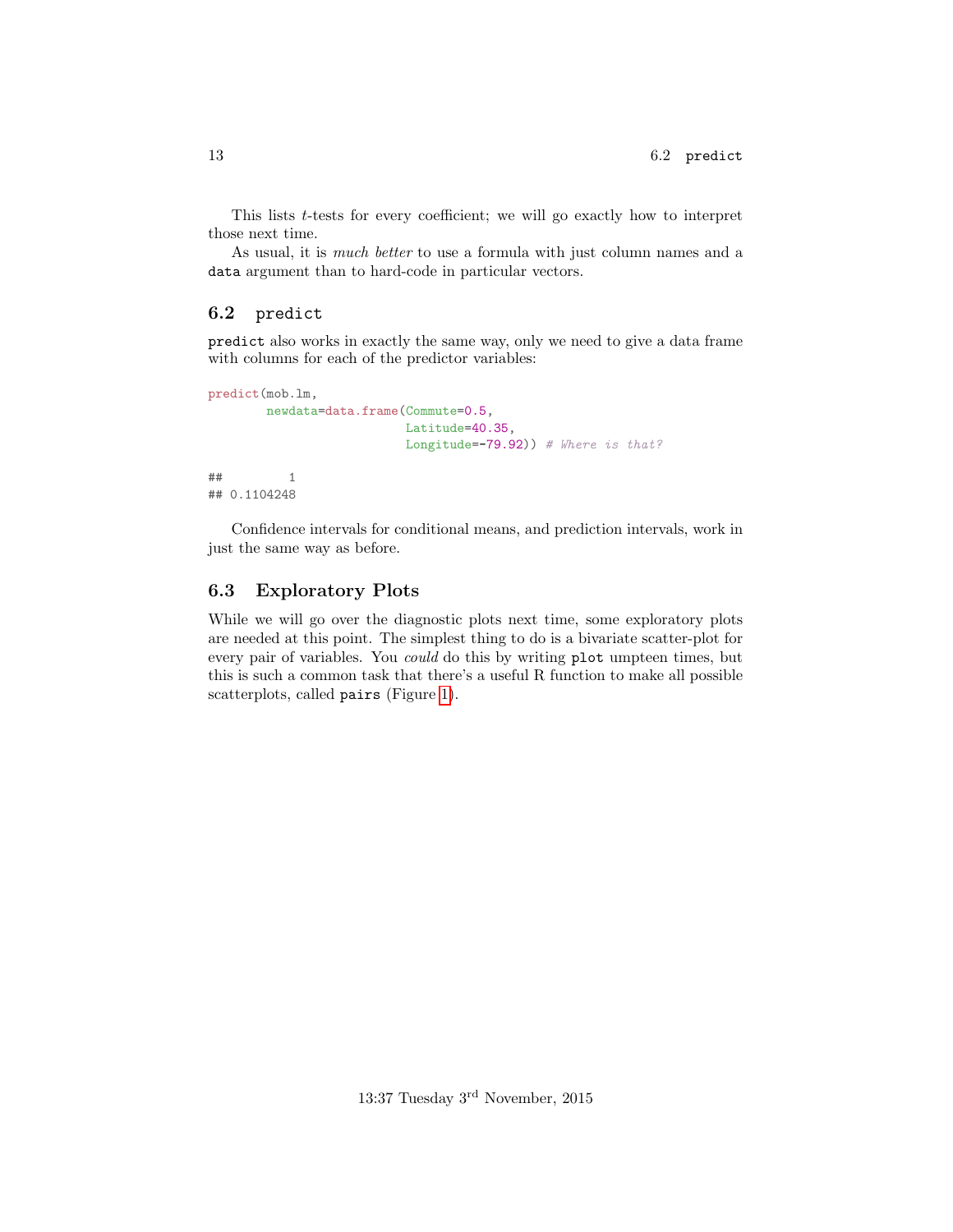This lists $t$-tests for every coefficient; we will go exactly how to interpret those next time.

As usual, it is *much better* to use a formula with just column names and a `data` argument than to hard-code in particular vectors.

### 6.2 `predict`

`predict` also works in exactly the same way, only we need to give a data frame with columns for each of the predictor variables:

```
predict(mob.lm,
        newdata=data.frame(Commute=0.5,
                           Latitude=40.35,
                           Longitude=-79.92)) # Where is that?

##         1
## 0.1104248
```

Confidence intervals for conditional means, and prediction intervals, work in just the same way as before.

### 6.3 Exploratory Plots

While we will go over the diagnostic plots next time, some exploratory plots are needed at this point. The simplest thing to do is a bivariate scatter-plot for every pair of variables. You *could* do this by writing `plot` umpteen times, but this is such a common task that there's a useful R function to make all possible scatterplots, called `pairs` (Figure 1).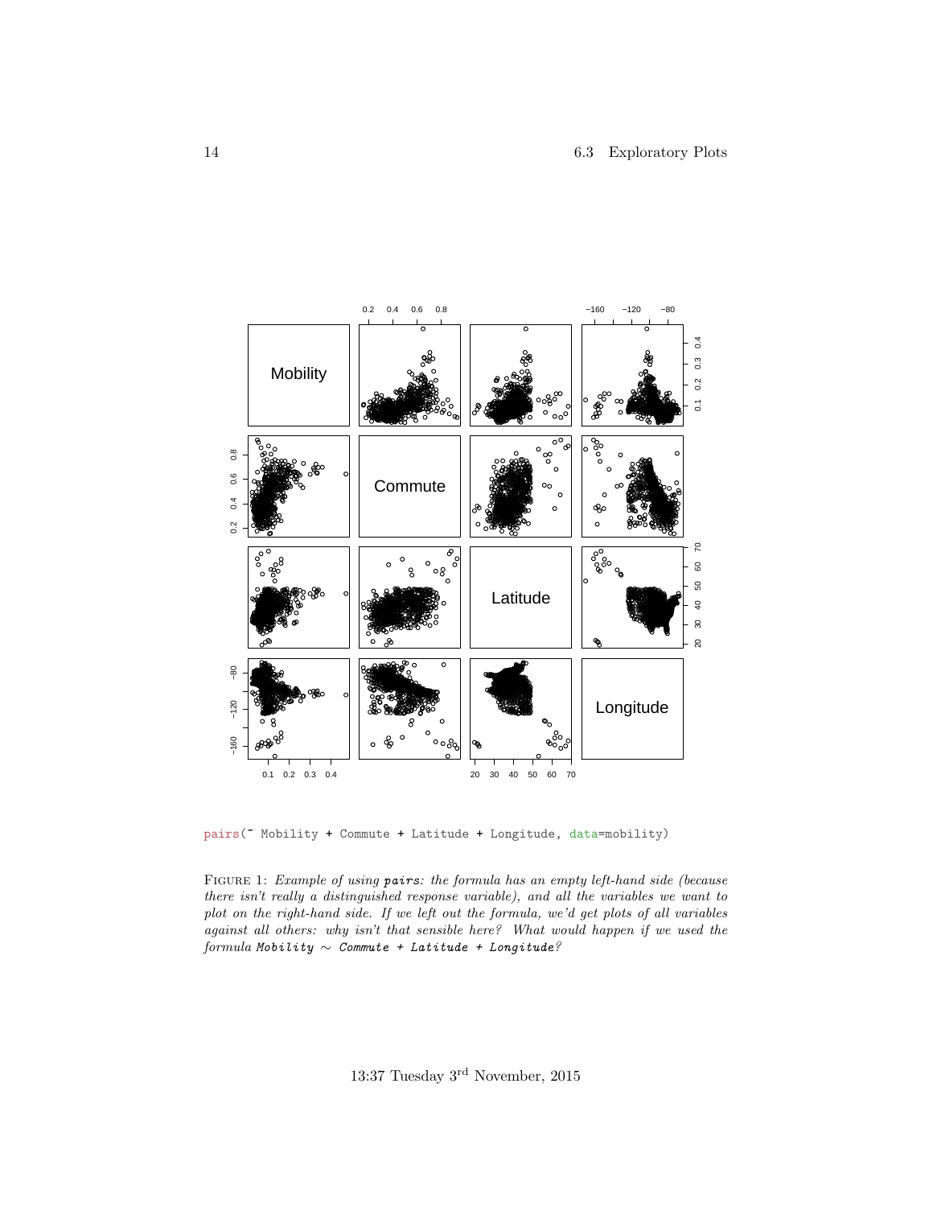```
pairs(~ Mobility + Commute + Latitude + Longitude, data=mobility)
```

FIGURE 1: *Example of using* `pairs`*: the formula has an empty left-hand side (because there isn't really a distinguished response variable), and all the variables we want to plot on the right-hand side. If we left out the formula, we'd get plots of all variables against all others: why isn't that sensible here? What would happen if we used the formula* `Mobility ~ Commute + Latitude + Longitude`*?*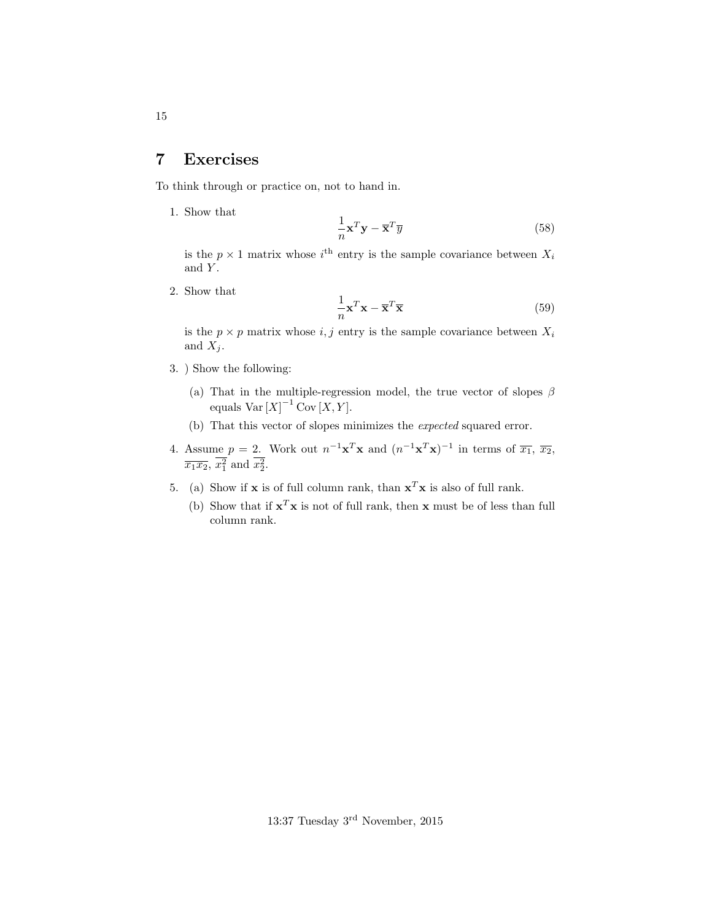## 7 Exercises

To think through or practice on, not to hand in.

1. Show that
$$\frac{1}{n}\mathbf{x}^T\mathbf{y} - \overline{\mathbf{x}}^T\overline{y} \tag{58}$$
is the $p \times 1$ matrix whose $i^{\text{th}}$ entry is the sample covariance between $X_i$ and $Y$.

2. Show that
$$\frac{1}{n}\mathbf{x}^T\mathbf{x} - \overline{\mathbf{x}}^T\overline{\mathbf{x}} \tag{59}$$
is the $p \times p$ matrix whose $i, j$ entry is the sample covariance between $X_i$ and $X_j$.

3. ) Show the following:
   (a) That in the multiple-regression model, the true vector of slopes $\beta$ equals $\text{Var}[X]^{-1}\,\text{Cov}[X, Y]$.
   (b) That this vector of slopes minimizes the *expected* squared error.

4. Assume $p = 2$. Work out $n^{-1}\mathbf{x}^T\mathbf{x}$ and $(n^{-1}\mathbf{x}^T\mathbf{x})^{-1}$ in terms of $\overline{x_1}$, $\overline{x_2}$, $\overline{x_1 x_2}$, $\overline{x_1^2}$ and $\overline{x_2^2}$.

5. (a) Show if $\mathbf{x}$ is of full column rank, than $\mathbf{x}^T\mathbf{x}$ is also of full rank.
   (b) Show that if $\mathbf{x}^T\mathbf{x}$ is not of full rank, then $\mathbf{x}$ must be of less than full column rank.